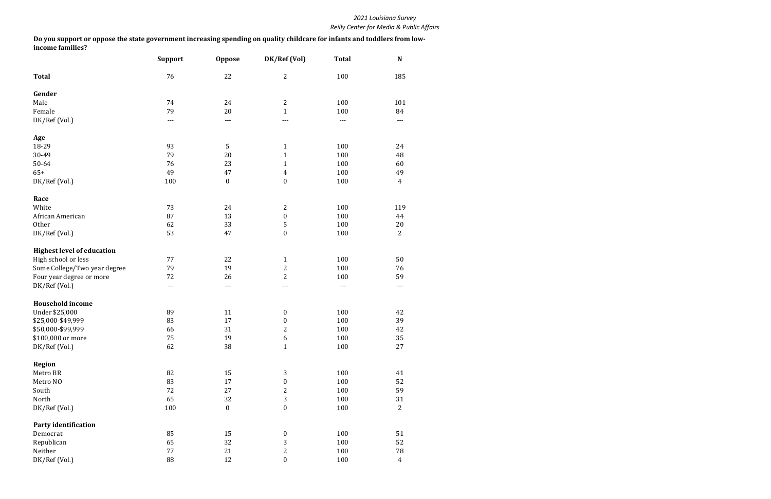**Do you support or oppose the state government increasing spending on quality childcare for infants and toddlers from low-income families?**

| | Support | Oppose | DK/Ref (Vol) | Total | N |
|---|---|---|---|---|---|
| **Total** | 76 | 22 | 2 | 100 | 185 |
| **Gender** | | | | | |
| Male | 74 | 24 | 2 | 100 | 101 |
| Female | 79 | 20 | 1 | 100 | 84 |
| DK/Ref (Vol.) | --- | --- | --- | --- | --- |
| **Age** | | | | | |
| 18-29 | 93 | 5 | 1 | 100 | 24 |
| 30-49 | 79 | 20 | 1 | 100 | 48 |
| 50-64 | 76 | 23 | 1 | 100 | 60 |
| 65+ | 49 | 47 | 4 | 100 | 49 |
| DK/Ref (Vol.) | 100 | 0 | 0 | 100 | 4 |
| **Race** | | | | | |
| White | 73 | 24 | 2 | 100 | 119 |
| African American | 87 | 13 | 0 | 100 | 44 |
| Other | 62 | 33 | 5 | 100 | 20 |
| DK/Ref (Vol.) | 53 | 47 | 0 | 100 | 2 |
| **Highest level of education** | | | | | |
| High school or less | 77 | 22 | 1 | 100 | 50 |
| Some College/Two year degree | 79 | 19 | 2 | 100 | 76 |
| Four year degree or more | 72 | 26 | 2 | 100 | 59 |
| DK/Ref (Vol.) | --- | --- | --- | --- | --- |
| **Household income** | | | | | |
| Under $25,000 | 89 | 11 | 0 | 100 | 42 |
| $25,000-$49,999 | 83 | 17 | 0 | 100 | 39 |
| $50,000-$99,999 | 66 | 31 | 2 | 100 | 42 |
| $100,000 or more | 75 | 19 | 6 | 100 | 35 |
| DK/Ref (Vol.) | 62 | 38 | 1 | 100 | 27 |
| **Region** | | | | | |
| Metro BR | 82 | 15 | 3 | 100 | 41 |
| Metro NO | 83 | 17 | 0 | 100 | 52 |
| South | 72 | 27 | 2 | 100 | 59 |
| North | 65 | 32 | 3 | 100 | 31 |
| DK/Ref (Vol.) | 100 | 0 | 0 | 100 | 2 |
| **Party identification** | | | | | |
| Democrat | 85 | 15 | 0 | 100 | 51 |
| Republican | 65 | 32 | 3 | 100 | 52 |
| Neither | 77 | 21 | 2 | 100 | 78 |
| DK/Ref (Vol.) | 88 | 12 | 0 | 100 | 4 |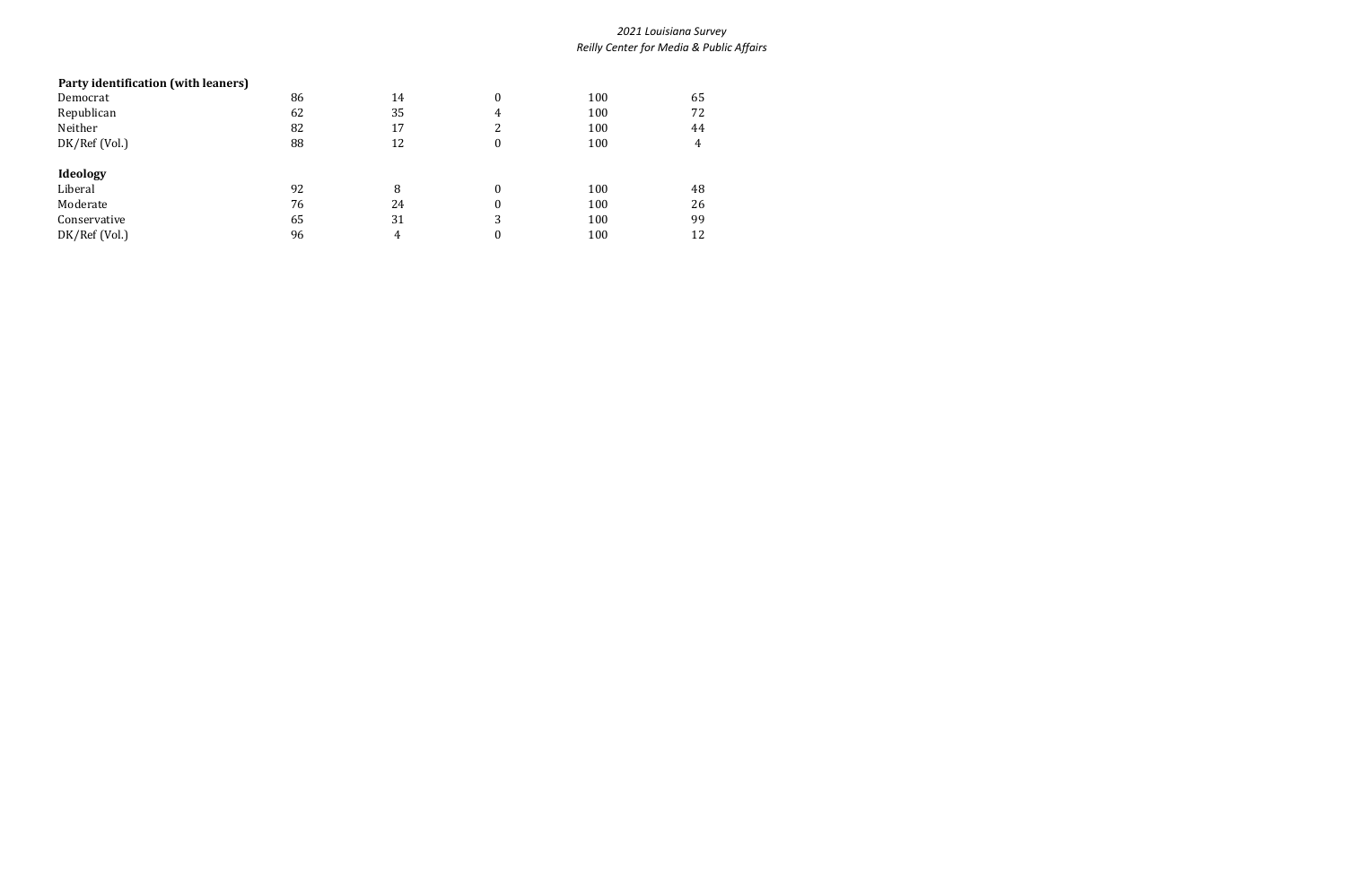| | | | | | |
|---|---|---|---|---|---|
| **Party identification (with leaners)** | | | | | |
| Democrat | 86 | 14 | 0 | 100 | 65 |
| Republican | 62 | 35 | 4 | 100 | 72 |
| Neither | 82 | 17 | 2 | 100 | 44 |
| DK/Ref (Vol.) | 88 | 12 | 0 | 100 | 4 |
| **Ideology** | | | | | |
| Liberal | 92 | 8 | 0 | 100 | 48 |
| Moderate | 76 | 24 | 0 | 100 | 26 |
| Conservative | 65 | 31 | 3 | 100 | 99 |
| DK/Ref (Vol.) | 96 | 4 | 0 | 100 | 12 |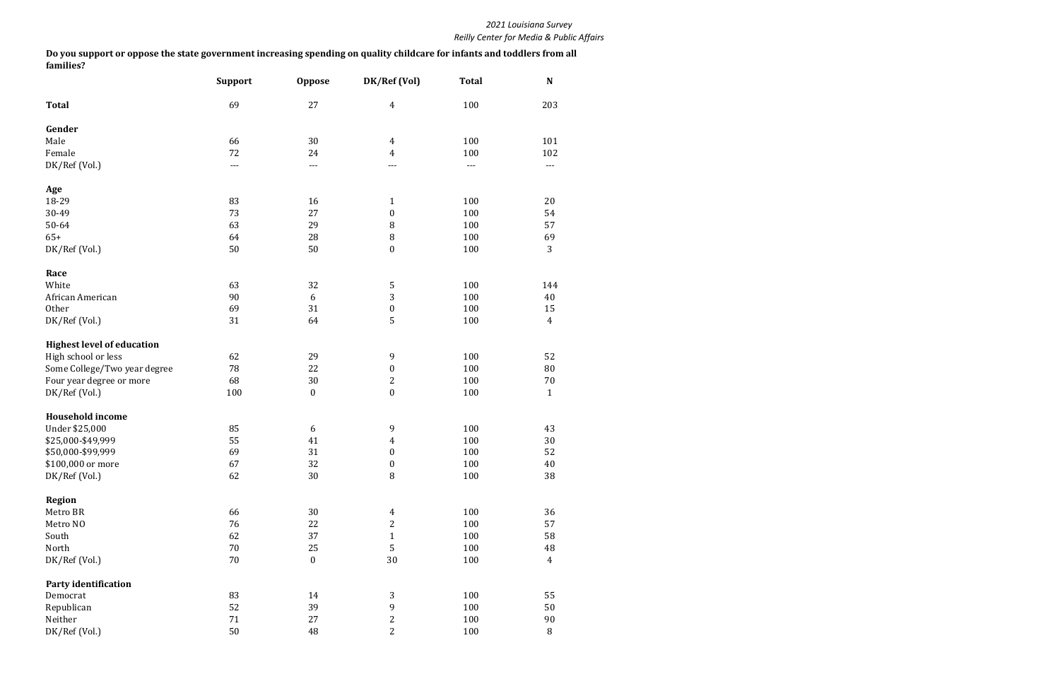**Do you support or oppose the state government increasing spending on quality childcare for infants and toddlers from all families?**

| | Support | Oppose | DK/Ref (Vol) | Total | N |
|---|---|---|---|---|---|
| **Total** | 69 | 27 | 4 | 100 | 203 |
| **Gender** | | | | | |
| Male | 66 | 30 | 4 | 100 | 101 |
| Female | 72 | 24 | 4 | 100 | 102 |
| DK/Ref (Vol.) | --- | --- | --- | --- | --- |
| **Age** | | | | | |
| 18-29 | 83 | 16 | 1 | 100 | 20 |
| 30-49 | 73 | 27 | 0 | 100 | 54 |
| 50-64 | 63 | 29 | 8 | 100 | 57 |
| 65+ | 64 | 28 | 8 | 100 | 69 |
| DK/Ref (Vol.) | 50 | 50 | 0 | 100 | 3 |
| **Race** | | | | | |
| White | 63 | 32 | 5 | 100 | 144 |
| African American | 90 | 6 | 3 | 100 | 40 |
| Other | 69 | 31 | 0 | 100 | 15 |
| DK/Ref (Vol.) | 31 | 64 | 5 | 100 | 4 |
| **Highest level of education** | | | | | |
| High school or less | 62 | 29 | 9 | 100 | 52 |
| Some College/Two year degree | 78 | 22 | 0 | 100 | 80 |
| Four year degree or more | 68 | 30 | 2 | 100 | 70 |
| DK/Ref (Vol.) | 100 | 0 | 0 | 100 | 1 |
| **Household income** | | | | | |
| Under $25,000 | 85 | 6 | 9 | 100 | 43 |
| $25,000-$49,999 | 55 | 41 | 4 | 100 | 30 |
| $50,000-$99,999 | 69 | 31 | 0 | 100 | 52 |
| $100,000 or more | 67 | 32 | 0 | 100 | 40 |
| DK/Ref (Vol.) | 62 | 30 | 8 | 100 | 38 |
| **Region** | | | | | |
| Metro BR | 66 | 30 | 4 | 100 | 36 |
| Metro NO | 76 | 22 | 2 | 100 | 57 |
| South | 62 | 37 | 1 | 100 | 58 |
| North | 70 | 25 | 5 | 100 | 48 |
| DK/Ref (Vol.) | 70 | 0 | 30 | 100 | 4 |
| **Party identification** | | | | | |
| Democrat | 83 | 14 | 3 | 100 | 55 |
| Republican | 52 | 39 | 9 | 100 | 50 |
| Neither | 71 | 27 | 2 | 100 | 90 |
| DK/Ref (Vol.) | 50 | 48 | 2 | 100 | 8 |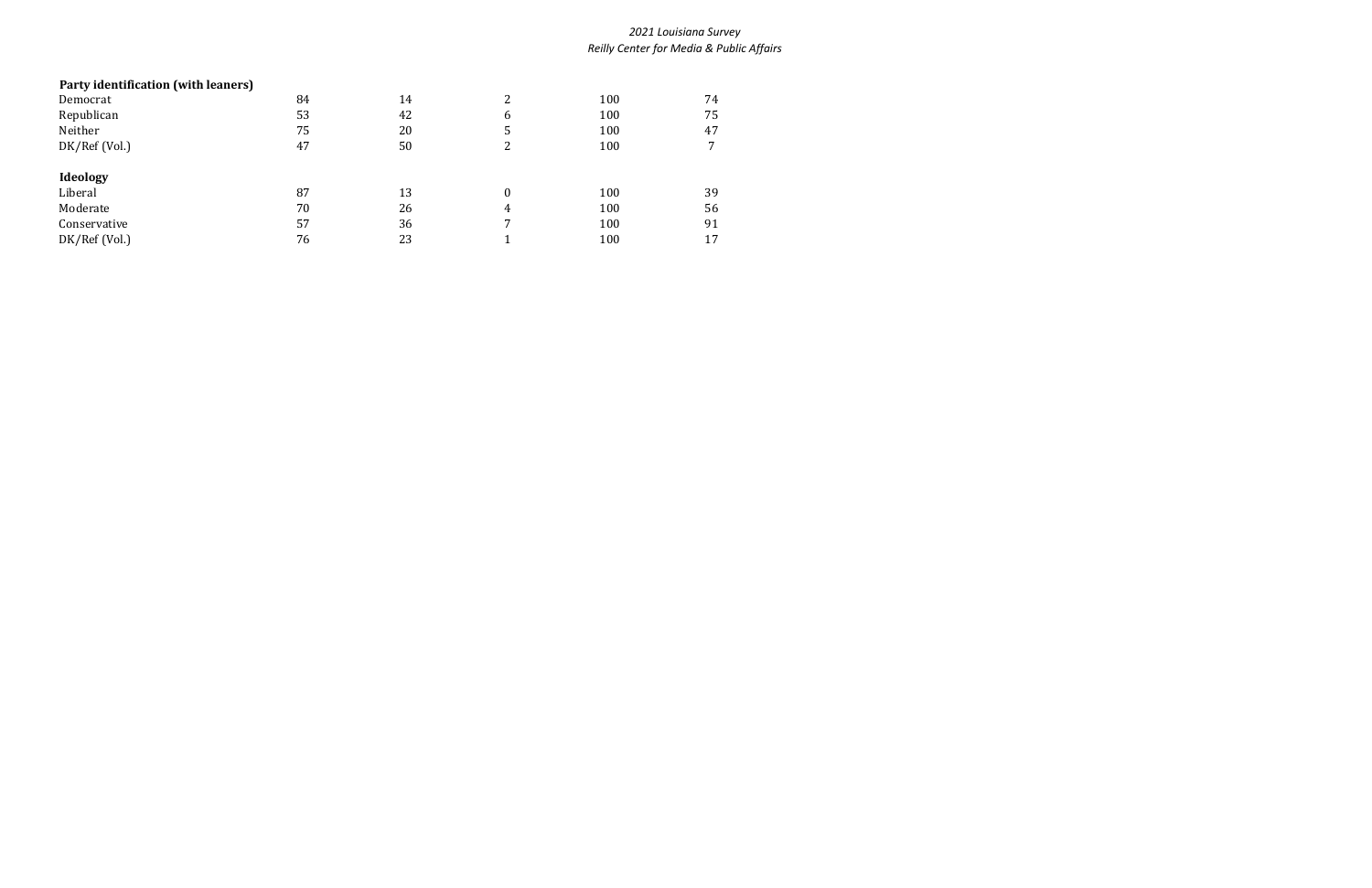| | | | | | |
|---|---|---|---|---|---|
| **Party identification (with leaners)** | | | | | |
| Democrat | 84 | 14 | 2 | 100 | 74 |
| Republican | 53 | 42 | 6 | 100 | 75 |
| Neither | 75 | 20 | 5 | 100 | 47 |
| DK/Ref (Vol.) | 47 | 50 | 2 | 100 | 7 |
| | | | | | |
| **Ideology** | | | | | |
| Liberal | 87 | 13 | 0 | 100 | 39 |
| Moderate | 70 | 26 | 4 | 100 | 56 |
| Conservative | 57 | 36 | 7 | 100 | 91 |
| DK/Ref (Vol.) | 76 | 23 | 1 | 100 | 17 |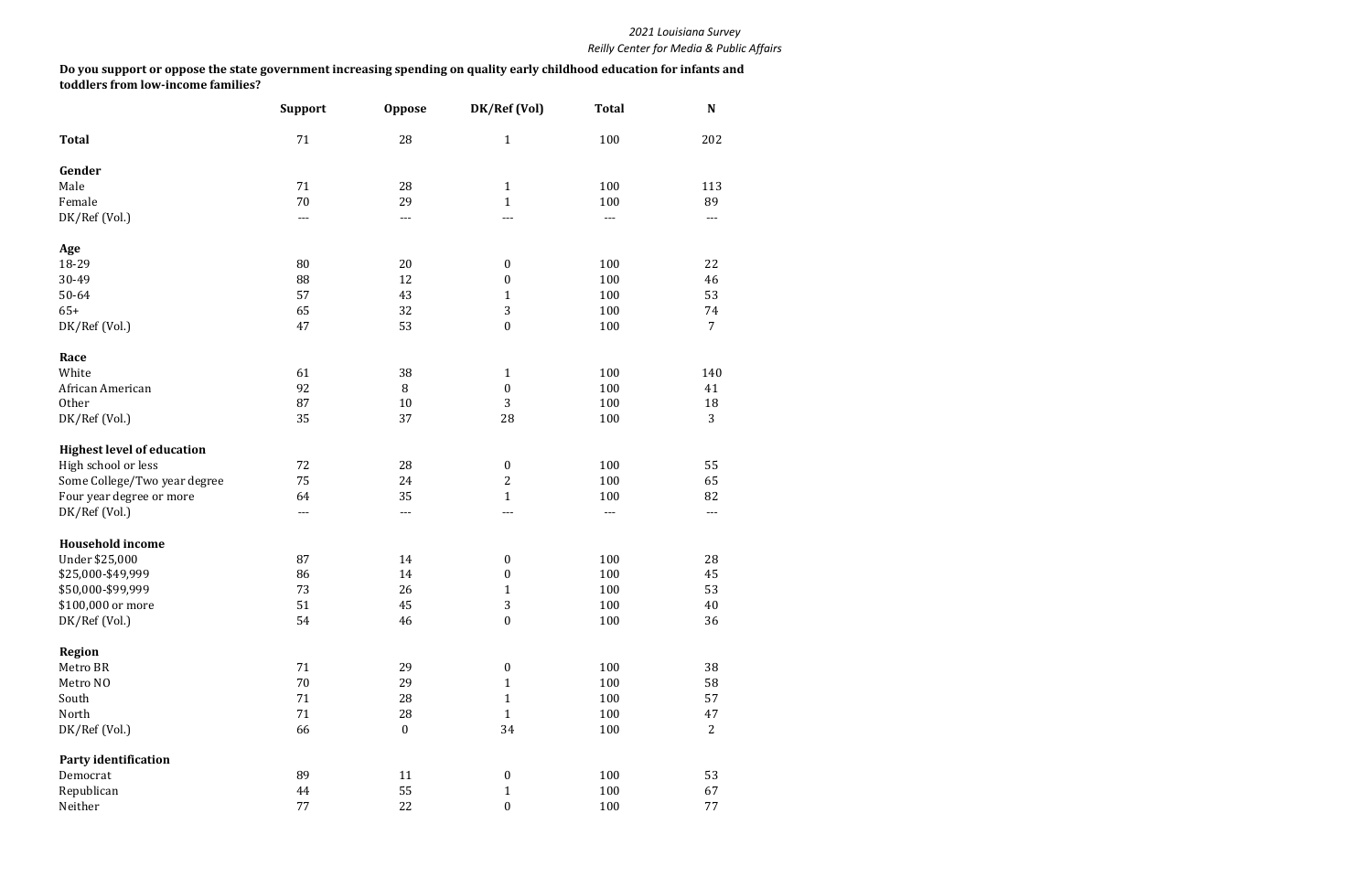**Do you support or oppose the state government increasing spending on quality early childhood education for infants and toddlers from low-income families?**

| | Support | Oppose | DK/Ref (Vol) | Total | N |
|---|---|---|---|---|---|
| **Total** | 71 | 28 | 1 | 100 | 202 |
| **Gender** | | | | | |
| Male | 71 | 28 | 1 | 100 | 113 |
| Female | 70 | 29 | 1 | 100 | 89 |
| DK/Ref (Vol.) | --- | --- | --- | --- | --- |
| **Age** | | | | | |
| 18-29 | 80 | 20 | 0 | 100 | 22 |
| 30-49 | 88 | 12 | 0 | 100 | 46 |
| 50-64 | 57 | 43 | 1 | 100 | 53 |
| 65+ | 65 | 32 | 3 | 100 | 74 |
| DK/Ref (Vol.) | 47 | 53 | 0 | 100 | 7 |
| **Race** | | | | | |
| White | 61 | 38 | 1 | 100 | 140 |
| African American | 92 | 8 | 0 | 100 | 41 |
| Other | 87 | 10 | 3 | 100 | 18 |
| DK/Ref (Vol.) | 35 | 37 | 28 | 100 | 3 |
| **Highest level of education** | | | | | |
| High school or less | 72 | 28 | 0 | 100 | 55 |
| Some College/Two year degree | 75 | 24 | 2 | 100 | 65 |
| Four year degree or more | 64 | 35 | 1 | 100 | 82 |
| DK/Ref (Vol.) | --- | --- | --- | --- | --- |
| **Household income** | | | | | |
| Under $25,000 | 87 | 14 | 0 | 100 | 28 |
| $25,000-$49,999 | 86 | 14 | 0 | 100 | 45 |
| $50,000-$99,999 | 73 | 26 | 1 | 100 | 53 |
| $100,000 or more | 51 | 45 | 3 | 100 | 40 |
| DK/Ref (Vol.) | 54 | 46 | 0 | 100 | 36 |
| **Region** | | | | | |
| Metro BR | 71 | 29 | 0 | 100 | 38 |
| Metro NO | 70 | 29 | 1 | 100 | 58 |
| South | 71 | 28 | 1 | 100 | 57 |
| North | 71 | 28 | 1 | 100 | 47 |
| DK/Ref (Vol.) | 66 | 0 | 34 | 100 | 2 |
| **Party identification** | | | | | |
| Democrat | 89 | 11 | 0 | 100 | 53 |
| Republican | 44 | 55 | 1 | 100 | 67 |
| Neither | 77 | 22 | 0 | 100 | 77 |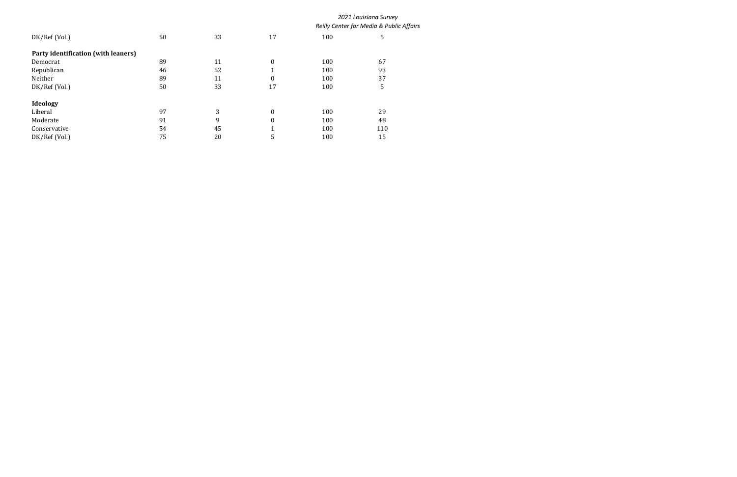| | | | | | |
|---|---|---|---|---|---|
| DK/Ref (Vol.) | 50 | 33 | 17 | 100 | 5 |
| **Party identification (with leaners)** | | | | | |
| Democrat | 89 | 11 | 0 | 100 | 67 |
| Republican | 46 | 52 | 1 | 100 | 93 |
| Neither | 89 | 11 | 0 | 100 | 37 |
| DK/Ref (Vol.) | 50 | 33 | 17 | 100 | 5 |
| **Ideology** | | | | | |
| Liberal | 97 | 3 | 0 | 100 | 29 |
| Moderate | 91 | 9 | 0 | 100 | 48 |
| Conservative | 54 | 45 | 1 | 100 | 110 |
| DK/Ref (Vol.) | 75 | 20 | 5 | 100 | 15 |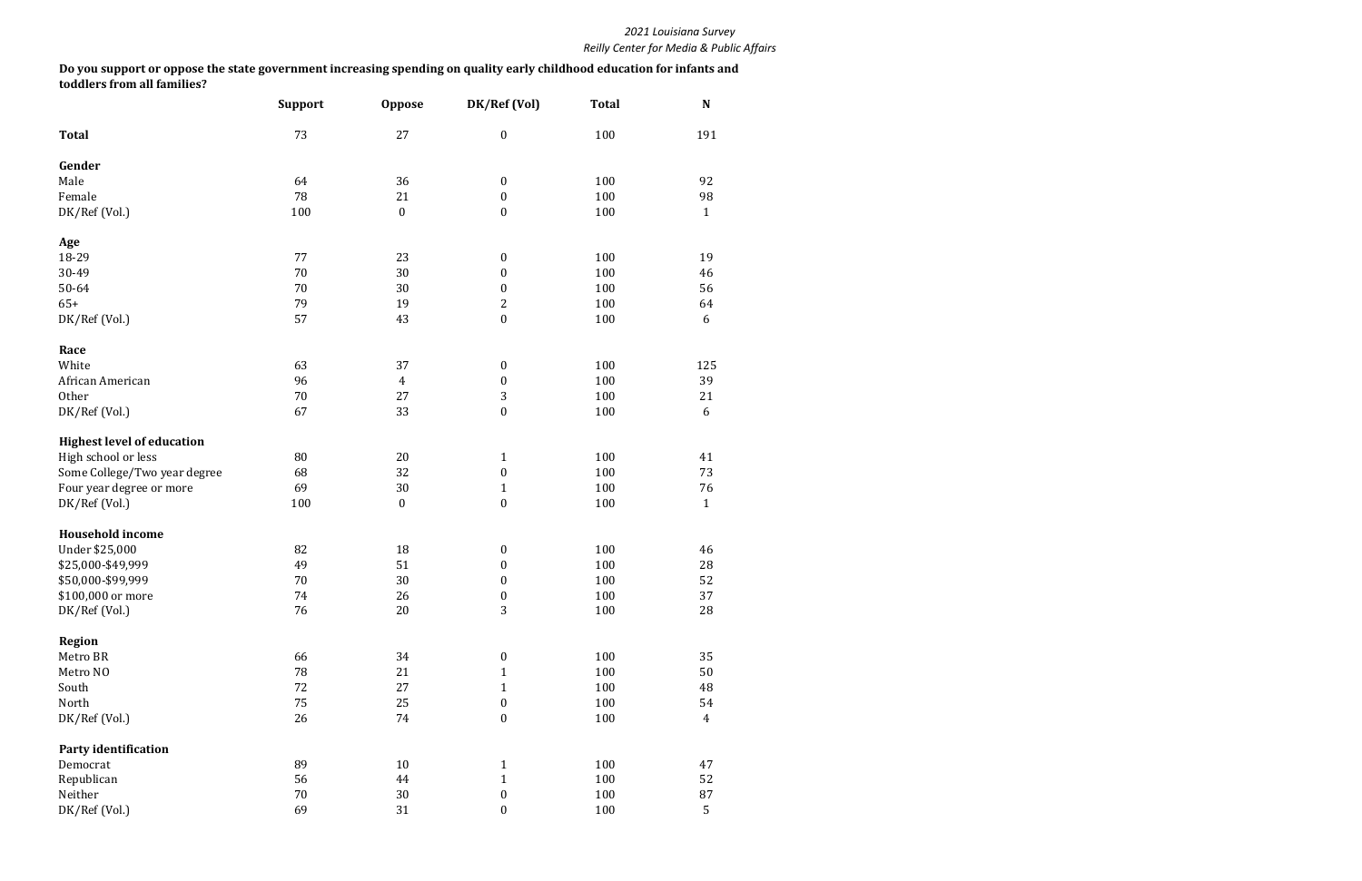**Do you support or oppose the state government increasing spending on quality early childhood education for infants and toddlers from all families?**

| | Support | Oppose | DK/Ref (Vol) | Total | N |
|---|---|---|---|---|---|
| **Total** | 73 | 27 | 0 | 100 | 191 |
| **Gender** | | | | | |
| Male | 64 | 36 | 0 | 100 | 92 |
| Female | 78 | 21 | 0 | 100 | 98 |
| DK/Ref (Vol.) | 100 | 0 | 0 | 100 | 1 |
| **Age** | | | | | |
| 18-29 | 77 | 23 | 0 | 100 | 19 |
| 30-49 | 70 | 30 | 0 | 100 | 46 |
| 50-64 | 70 | 30 | 0 | 100 | 56 |
| 65+ | 79 | 19 | 2 | 100 | 64 |
| DK/Ref (Vol.) | 57 | 43 | 0 | 100 | 6 |
| **Race** | | | | | |
| White | 63 | 37 | 0 | 100 | 125 |
| African American | 96 | 4 | 0 | 100 | 39 |
| Other | 70 | 27 | 3 | 100 | 21 |
| DK/Ref (Vol.) | 67 | 33 | 0 | 100 | 6 |
| **Highest level of education** | | | | | |
| High school or less | 80 | 20 | 1 | 100 | 41 |
| Some College/Two year degree | 68 | 32 | 0 | 100 | 73 |
| Four year degree or more | 69 | 30 | 1 | 100 | 76 |
| DK/Ref (Vol.) | 100 | 0 | 0 | 100 | 1 |
| **Household income** | | | | | |
| Under $25,000 | 82 | 18 | 0 | 100 | 46 |
| $25,000-$49,999 | 49 | 51 | 0 | 100 | 28 |
| $50,000-$99,999 | 70 | 30 | 0 | 100 | 52 |
| $100,000 or more | 74 | 26 | 0 | 100 | 37 |
| DK/Ref (Vol.) | 76 | 20 | 3 | 100 | 28 |
| **Region** | | | | | |
| Metro BR | 66 | 34 | 0 | 100 | 35 |
| Metro NO | 78 | 21 | 1 | 100 | 50 |
| South | 72 | 27 | 1 | 100 | 48 |
| North | 75 | 25 | 0 | 100 | 54 |
| DK/Ref (Vol.) | 26 | 74 | 0 | 100 | 4 |
| **Party identification** | | | | | |
| Democrat | 89 | 10 | 1 | 100 | 47 |
| Republican | 56 | 44 | 1 | 100 | 52 |
| Neither | 70 | 30 | 0 | 100 | 87 |
| DK/Ref (Vol.) | 69 | 31 | 0 | 100 | 5 |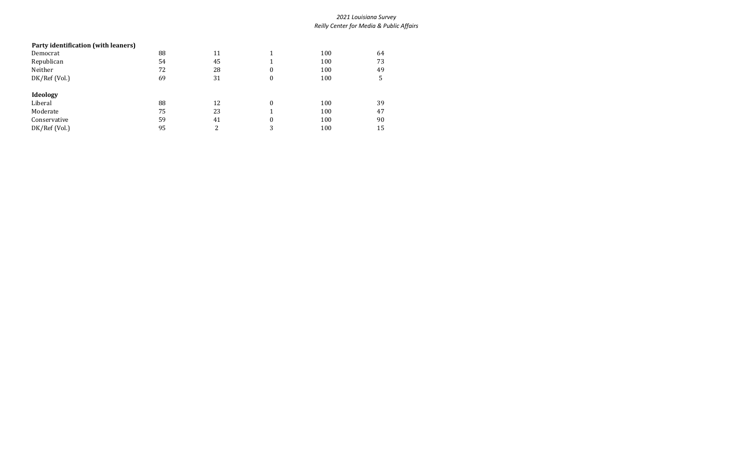| | | | | | |
|---|---|---|---|---|---|
| **Party identification (with leaners)** | | | | | |
| Democrat | 88 | 11 | 1 | 100 | 64 |
| Republican | 54 | 45 | 1 | 100 | 73 |
| Neither | 72 | 28 | 0 | 100 | 49 |
| DK/Ref (Vol.) | 69 | 31 | 0 | 100 | 5 |
| **Ideology** | | | | | |
| Liberal | 88 | 12 | 0 | 100 | 39 |
| Moderate | 75 | 23 | 1 | 100 | 47 |
| Conservative | 59 | 41 | 0 | 100 | 90 |
| DK/Ref (Vol.) | 95 | 2 | 3 | 100 | 15 |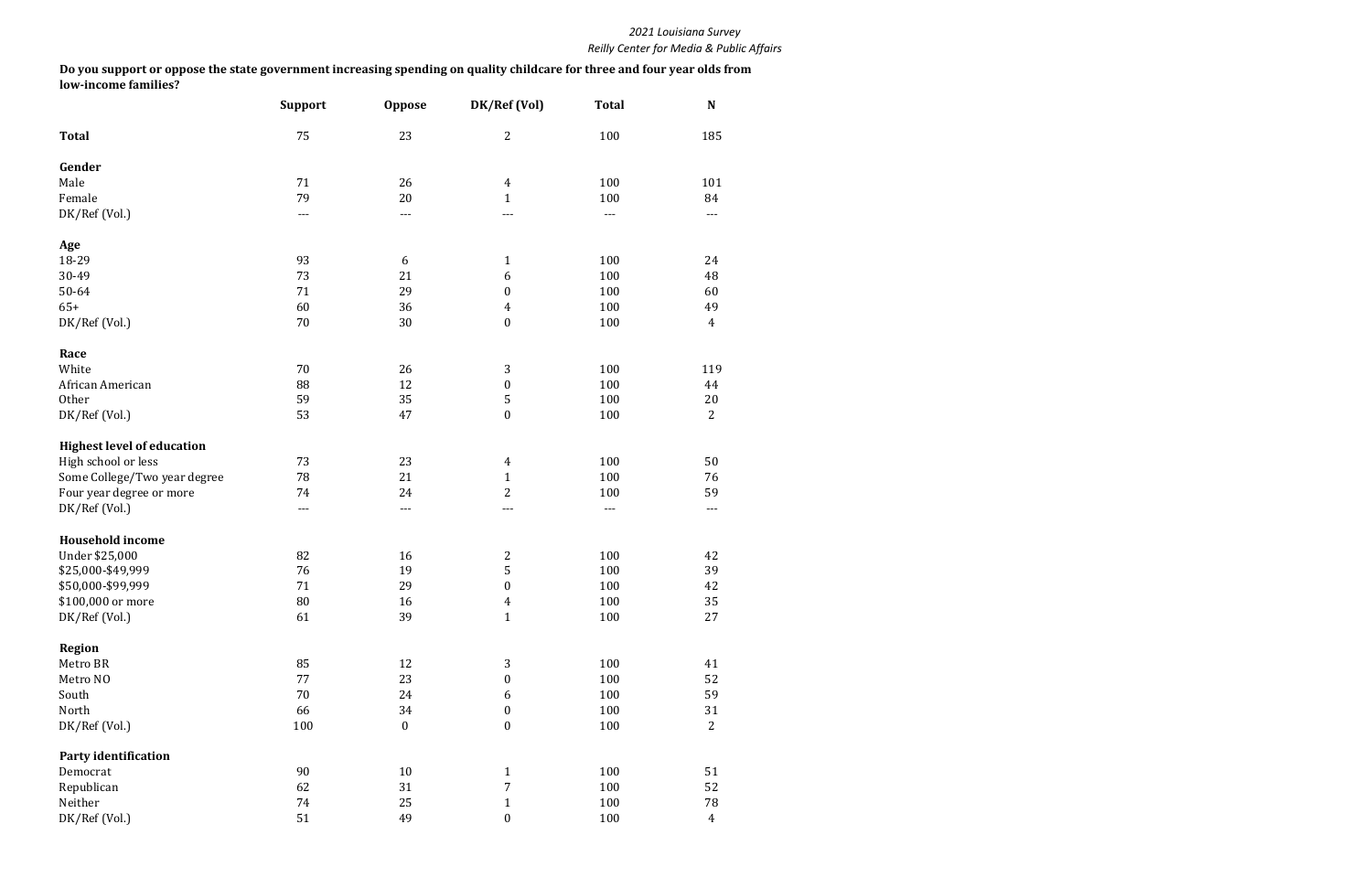**Do you support or oppose the state government increasing spending on quality childcare for three and four year olds from low-income families?**

| | Support | Oppose | DK/Ref (Vol) | Total | N |
|---|---|---|---|---|---|
| **Total** | 75 | 23 | 2 | 100 | 185 |
| **Gender** | | | | | |
| Male | 71 | 26 | 4 | 100 | 101 |
| Female | 79 | 20 | 1 | 100 | 84 |
| DK/Ref (Vol.) | --- | --- | --- | --- | --- |
| **Age** | | | | | |
| 18-29 | 93 | 6 | 1 | 100 | 24 |
| 30-49 | 73 | 21 | 6 | 100 | 48 |
| 50-64 | 71 | 29 | 0 | 100 | 60 |
| 65+ | 60 | 36 | 4 | 100 | 49 |
| DK/Ref (Vol.) | 70 | 30 | 0 | 100 | 4 |
| **Race** | | | | | |
| White | 70 | 26 | 3 | 100 | 119 |
| African American | 88 | 12 | 0 | 100 | 44 |
| Other | 59 | 35 | 5 | 100 | 20 |
| DK/Ref (Vol.) | 53 | 47 | 0 | 100 | 2 |
| **Highest level of education** | | | | | |
| High school or less | 73 | 23 | 4 | 100 | 50 |
| Some College/Two year degree | 78 | 21 | 1 | 100 | 76 |
| Four year degree or more | 74 | 24 | 2 | 100 | 59 |
| DK/Ref (Vol.) | --- | --- | --- | --- | --- |
| **Household income** | | | | | |
| Under $25,000 | 82 | 16 | 2 | 100 | 42 |
| $25,000-$49,999 | 76 | 19 | 5 | 100 | 39 |
| $50,000-$99,999 | 71 | 29 | 0 | 100 | 42 |
| $100,000 or more | 80 | 16 | 4 | 100 | 35 |
| DK/Ref (Vol.) | 61 | 39 | 1 | 100 | 27 |
| **Region** | | | | | |
| Metro BR | 85 | 12 | 3 | 100 | 41 |
| Metro NO | 77 | 23 | 0 | 100 | 52 |
| South | 70 | 24 | 6 | 100 | 59 |
| North | 66 | 34 | 0 | 100 | 31 |
| DK/Ref (Vol.) | 100 | 0 | 0 | 100 | 2 |
| **Party identification** | | | | | |
| Democrat | 90 | 10 | 1 | 100 | 51 |
| Republican | 62 | 31 | 7 | 100 | 52 |
| Neither | 74 | 25 | 1 | 100 | 78 |
| DK/Ref (Vol.) | 51 | 49 | 0 | 100 | 4 |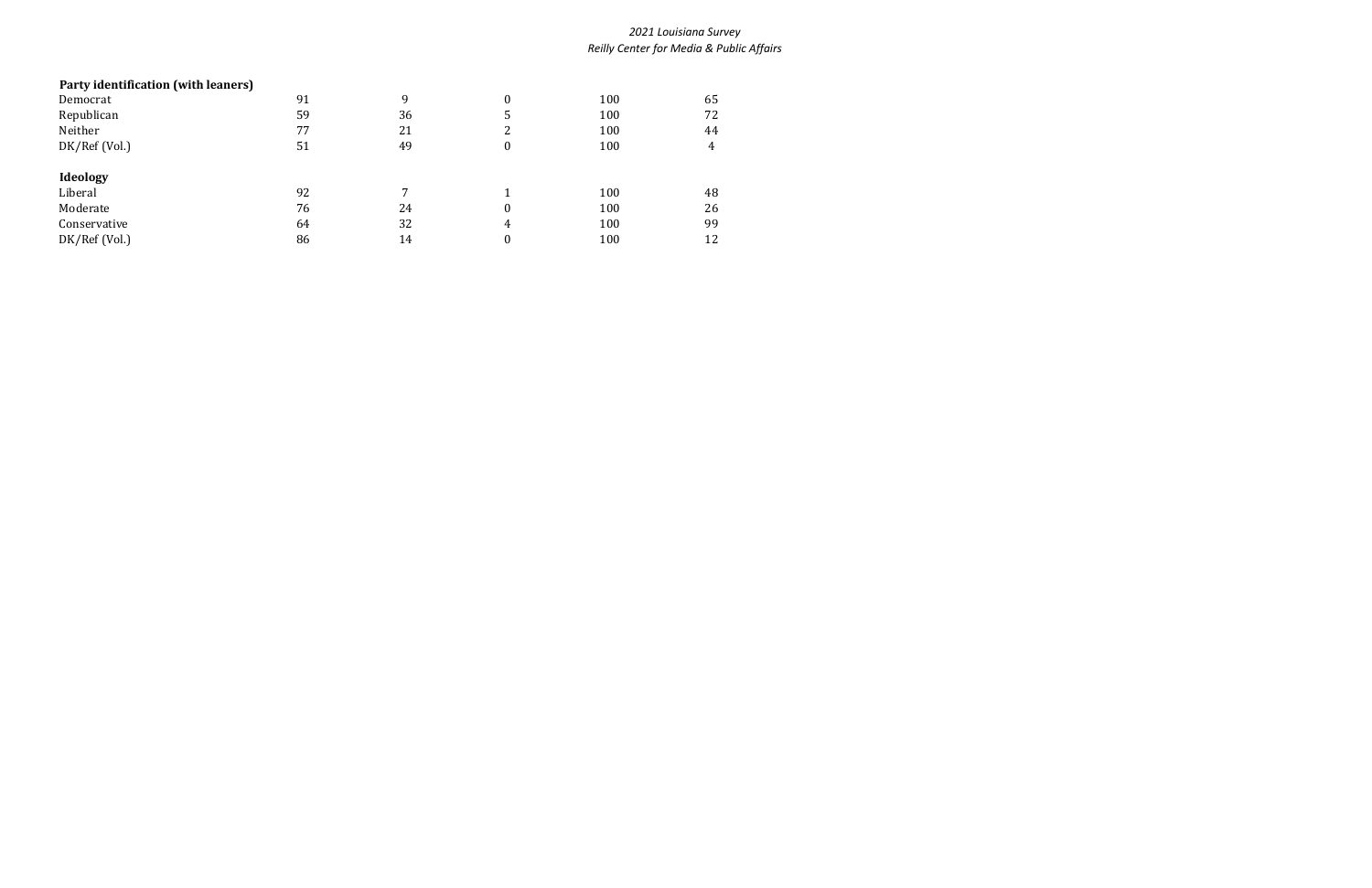| | | | | | |
|---|---|---|---|---|---|
| **Party identification (with leaners)** | | | | | |
| Democrat | 91 | 9 | 0 | 100 | 65 |
| Republican | 59 | 36 | 5 | 100 | 72 |
| Neither | 77 | 21 | 2 | 100 | 44 |
| DK/Ref (Vol.) | 51 | 49 | 0 | 100 | 4 |
| **Ideology** | | | | | |
| Liberal | 92 | 7 | 1 | 100 | 48 |
| Moderate | 76 | 24 | 0 | 100 | 26 |
| Conservative | 64 | 32 | 4 | 100 | 99 |
| DK/Ref (Vol.) | 86 | 14 | 0 | 100 | 12 |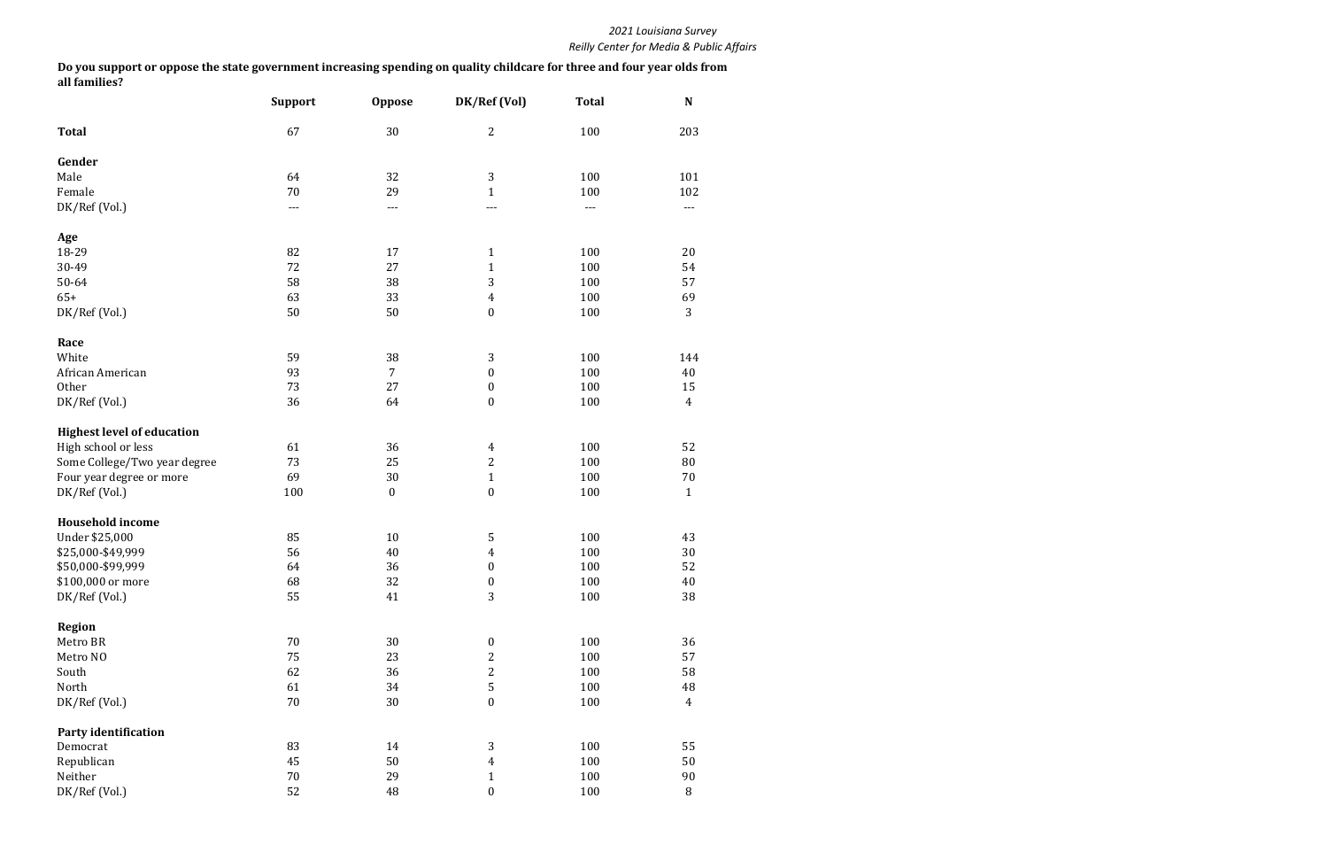**Do you support or oppose the state government increasing spending on quality childcare for three and four year olds from all families?**

| | Support | Oppose | DK/Ref (Vol) | Total | N |
|---|---|---|---|---|---|
| **Total** | 67 | 30 | 2 | 100 | 203 |
| **Gender** | | | | | |
| Male | 64 | 32 | 3 | 100 | 101 |
| Female | 70 | 29 | 1 | 100 | 102 |
| DK/Ref (Vol.) | --- | --- | --- | --- | --- |
| **Age** | | | | | |
| 18-29 | 82 | 17 | 1 | 100 | 20 |
| 30-49 | 72 | 27 | 1 | 100 | 54 |
| 50-64 | 58 | 38 | 3 | 100 | 57 |
| 65+ | 63 | 33 | 4 | 100 | 69 |
| DK/Ref (Vol.) | 50 | 50 | 0 | 100 | 3 |
| **Race** | | | | | |
| White | 59 | 38 | 3 | 100 | 144 |
| African American | 93 | 7 | 0 | 100 | 40 |
| Other | 73 | 27 | 0 | 100 | 15 |
| DK/Ref (Vol.) | 36 | 64 | 0 | 100 | 4 |
| **Highest level of education** | | | | | |
| High school or less | 61 | 36 | 4 | 100 | 52 |
| Some College/Two year degree | 73 | 25 | 2 | 100 | 80 |
| Four year degree or more | 69 | 30 | 1 | 100 | 70 |
| DK/Ref (Vol.) | 100 | 0 | 0 | 100 | 1 |
| **Household income** | | | | | |
| Under $25,000 | 85 | 10 | 5 | 100 | 43 |
| $25,000-$49,999 | 56 | 40 | 4 | 100 | 30 |
| $50,000-$99,999 | 64 | 36 | 0 | 100 | 52 |
| $100,000 or more | 68 | 32 | 0 | 100 | 40 |
| DK/Ref (Vol.) | 55 | 41 | 3 | 100 | 38 |
| **Region** | | | | | |
| Metro BR | 70 | 30 | 0 | 100 | 36 |
| Metro NO | 75 | 23 | 2 | 100 | 57 |
| South | 62 | 36 | 2 | 100 | 58 |
| North | 61 | 34 | 5 | 100 | 48 |
| DK/Ref (Vol.) | 70 | 30 | 0 | 100 | 4 |
| **Party identification** | | | | | |
| Democrat | 83 | 14 | 3 | 100 | 55 |
| Republican | 45 | 50 | 4 | 100 | 50 |
| Neither | 70 | 29 | 1 | 100 | 90 |
| DK/Ref (Vol.) | 52 | 48 | 0 | 100 | 8 |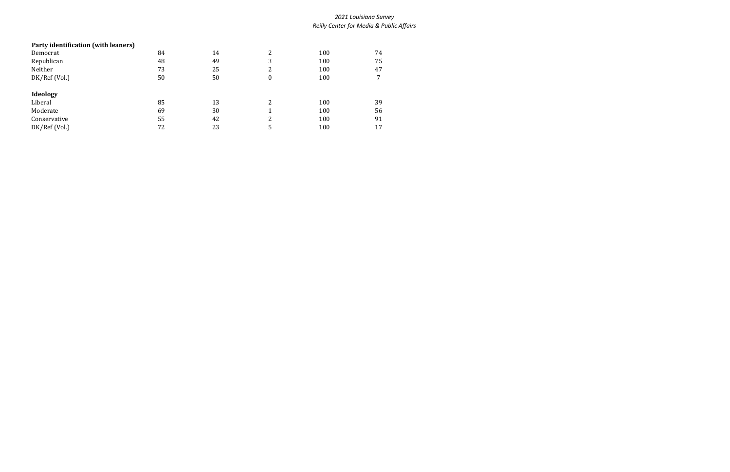| | | | | | |
|---|---|---|---|---|---|
| **Party identification (with leaners)** | | | | | |
| Democrat | 84 | 14 | 2 | 100 | 74 |
| Republican | 48 | 49 | 3 | 100 | 75 |
| Neither | 73 | 25 | 2 | 100 | 47 |
| DK/Ref (Vol.) | 50 | 50 | 0 | 100 | 7 |
| | | | | | |
| **Ideology** | | | | | |
| Liberal | 85 | 13 | 2 | 100 | 39 |
| Moderate | 69 | 30 | 1 | 100 | 56 |
| Conservative | 55 | 42 | 2 | 100 | 91 |
| DK/Ref (Vol.) | 72 | 23 | 5 | 100 | 17 |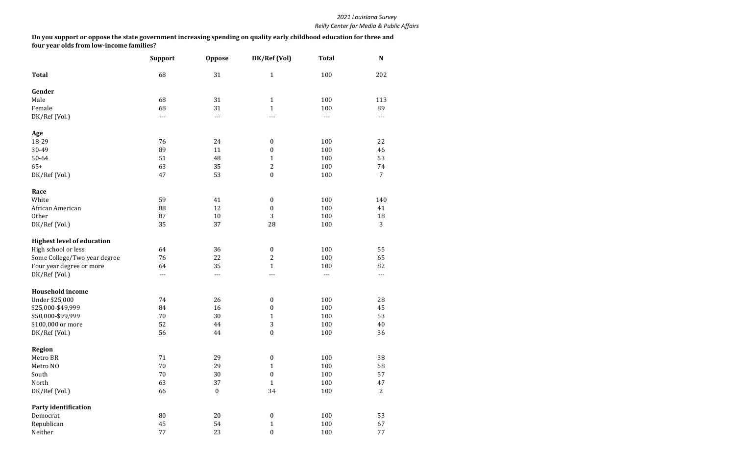**Do you support or oppose the state government increasing spending on quality early childhood education for three and four year olds from low-income families?**

| | Support | Oppose | DK/Ref (Vol) | Total | N |
|---|---|---|---|---|---|
| **Total** | 68 | 31 | 1 | 100 | 202 |
| **Gender** | | | | | |
| Male | 68 | 31 | 1 | 100 | 113 |
| Female | 68 | 31 | 1 | 100 | 89 |
| DK/Ref (Vol.) | --- | --- | --- | --- | --- |
| **Age** | | | | | |
| 18-29 | 76 | 24 | 0 | 100 | 22 |
| 30-49 | 89 | 11 | 0 | 100 | 46 |
| 50-64 | 51 | 48 | 1 | 100 | 53 |
| 65+ | 63 | 35 | 2 | 100 | 74 |
| DK/Ref (Vol.) | 47 | 53 | 0 | 100 | 7 |
| **Race** | | | | | |
| White | 59 | 41 | 0 | 100 | 140 |
| African American | 88 | 12 | 0 | 100 | 41 |
| Other | 87 | 10 | 3 | 100 | 18 |
| DK/Ref (Vol.) | 35 | 37 | 28 | 100 | 3 |
| **Highest level of education** | | | | | |
| High school or less | 64 | 36 | 0 | 100 | 55 |
| Some College/Two year degree | 76 | 22 | 2 | 100 | 65 |
| Four year degree or more | 64 | 35 | 1 | 100 | 82 |
| DK/Ref (Vol.) | --- | --- | --- | --- | --- |
| **Household income** | | | | | |
| Under $25,000 | 74 | 26 | 0 | 100 | 28 |
| $25,000-$49,999 | 84 | 16 | 0 | 100 | 45 |
| $50,000-$99,999 | 70 | 30 | 1 | 100 | 53 |
| $100,000 or more | 52 | 44 | 3 | 100 | 40 |
| DK/Ref (Vol.) | 56 | 44 | 0 | 100 | 36 |
| **Region** | | | | | |
| Metro BR | 71 | 29 | 0 | 100 | 38 |
| Metro NO | 70 | 29 | 1 | 100 | 58 |
| South | 70 | 30 | 0 | 100 | 57 |
| North | 63 | 37 | 1 | 100 | 47 |
| DK/Ref (Vol.) | 66 | 0 | 34 | 100 | 2 |
| **Party identification** | | | | | |
| Democrat | 80 | 20 | 0 | 100 | 53 |
| Republican | 45 | 54 | 1 | 100 | 67 |
| Neither | 77 | 23 | 0 | 100 | 77 |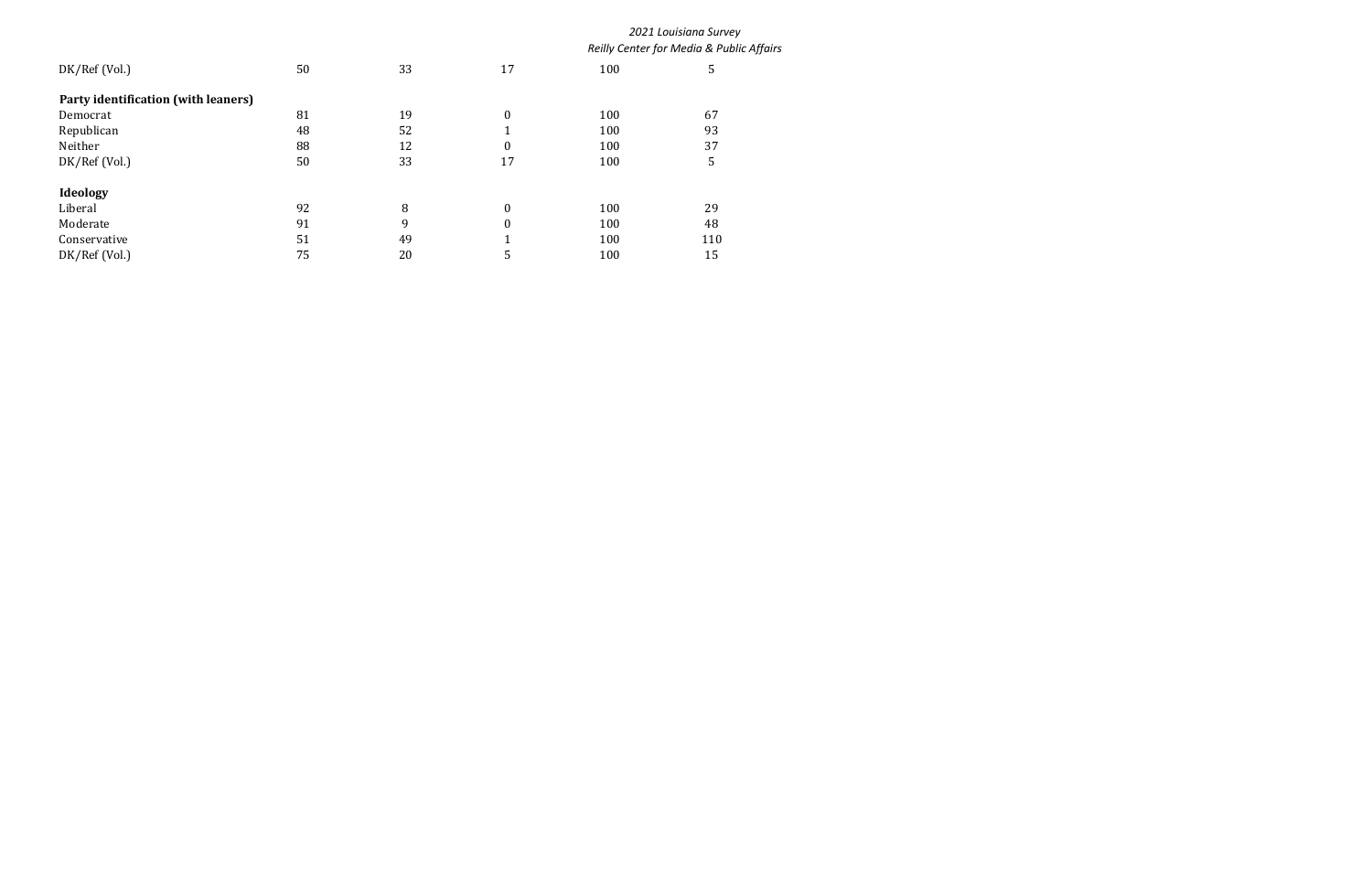| | | | | | |
|---|---|---|---|---|---|
| DK/Ref (Vol.) | 50 | 33 | 17 | 100 | 5 |
| **Party identification (with leaners)** | | | | | |
| Democrat | 81 | 19 | 0 | 100 | 67 |
| Republican | 48 | 52 | 1 | 100 | 93 |
| Neither | 88 | 12 | 0 | 100 | 37 |
| DK/Ref (Vol.) | 50 | 33 | 17 | 100 | 5 |
| **Ideology** | | | | | |
| Liberal | 92 | 8 | 0 | 100 | 29 |
| Moderate | 91 | 9 | 0 | 100 | 48 |
| Conservative | 51 | 49 | 1 | 100 | 110 |
| DK/Ref (Vol.) | 75 | 20 | 5 | 100 | 15 |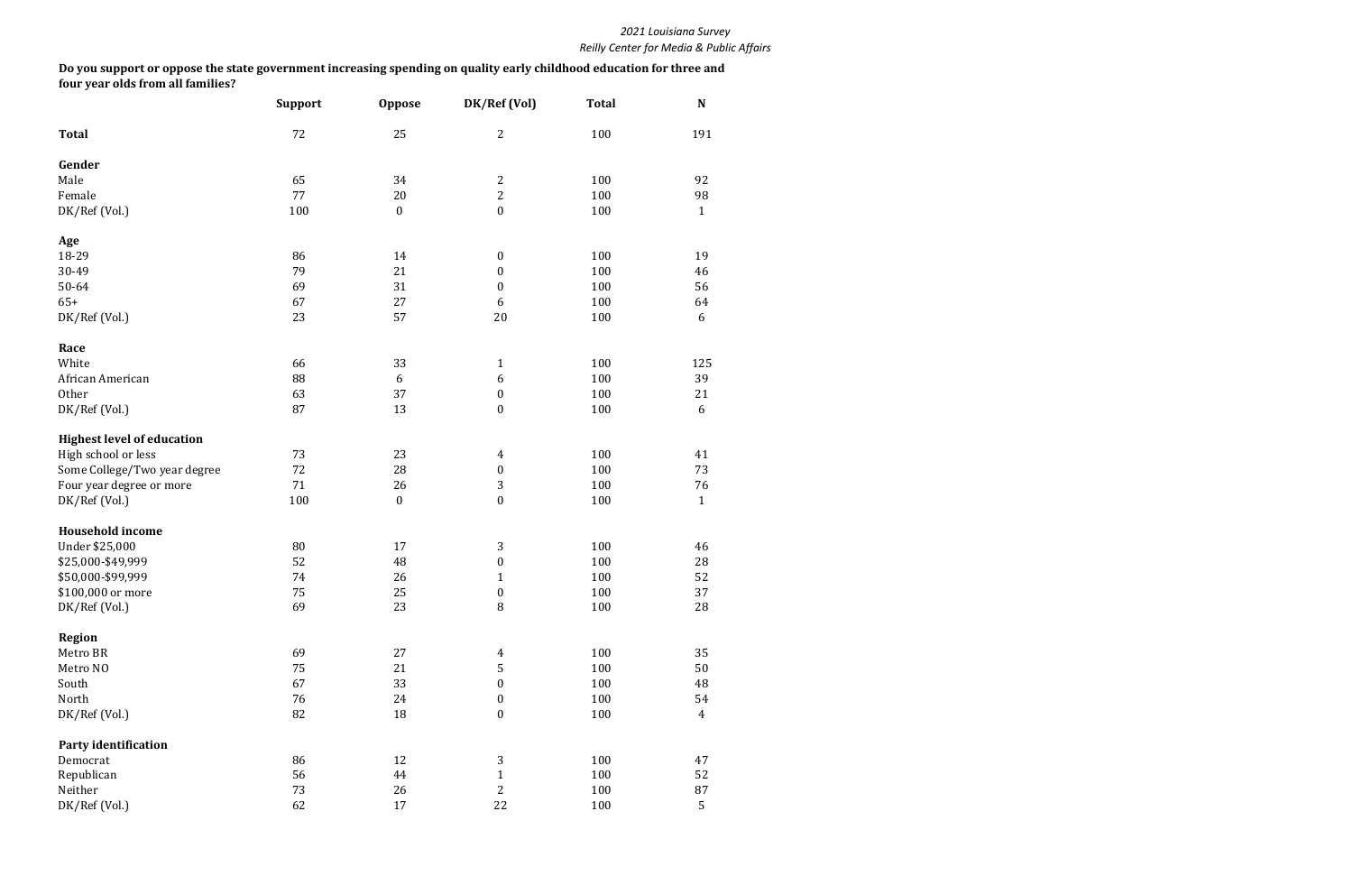**Do you support or oppose the state government increasing spending on quality early childhood education for three and four year olds from all families?**

| | Support | Oppose | DK/Ref (Vol) | Total | N |
|---|---|---|---|---|---|
| **Total** | 72 | 25 | 2 | 100 | 191 |
| **Gender** | | | | | |
| Male | 65 | 34 | 2 | 100 | 92 |
| Female | 77 | 20 | 2 | 100 | 98 |
| DK/Ref (Vol.) | 100 | 0 | 0 | 100 | 1 |
| **Age** | | | | | |
| 18-29 | 86 | 14 | 0 | 100 | 19 |
| 30-49 | 79 | 21 | 0 | 100 | 46 |
| 50-64 | 69 | 31 | 0 | 100 | 56 |
| 65+ | 67 | 27 | 6 | 100 | 64 |
| DK/Ref (Vol.) | 23 | 57 | 20 | 100 | 6 |
| **Race** | | | | | |
| White | 66 | 33 | 1 | 100 | 125 |
| African American | 88 | 6 | 6 | 100 | 39 |
| Other | 63 | 37 | 0 | 100 | 21 |
| DK/Ref (Vol.) | 87 | 13 | 0 | 100 | 6 |
| **Highest level of education** | | | | | |
| High school or less | 73 | 23 | 4 | 100 | 41 |
| Some College/Two year degree | 72 | 28 | 0 | 100 | 73 |
| Four year degree or more | 71 | 26 | 3 | 100 | 76 |
| DK/Ref (Vol.) | 100 | 0 | 0 | 100 | 1 |
| **Household income** | | | | | |
| Under $25,000 | 80 | 17 | 3 | 100 | 46 |
| $25,000-$49,999 | 52 | 48 | 0 | 100 | 28 |
| $50,000-$99,999 | 74 | 26 | 1 | 100 | 52 |
| $100,000 or more | 75 | 25 | 0 | 100 | 37 |
| DK/Ref (Vol.) | 69 | 23 | 8 | 100 | 28 |
| **Region** | | | | | |
| Metro BR | 69 | 27 | 4 | 100 | 35 |
| Metro NO | 75 | 21 | 5 | 100 | 50 |
| South | 67 | 33 | 0 | 100 | 48 |
| North | 76 | 24 | 0 | 100 | 54 |
| DK/Ref (Vol.) | 82 | 18 | 0 | 100 | 4 |
| **Party identification** | | | | | |
| Democrat | 86 | 12 | 3 | 100 | 47 |
| Republican | 56 | 44 | 1 | 100 | 52 |
| Neither | 73 | 26 | 2 | 100 | 87 |
| DK/Ref (Vol.) | 62 | 17 | 22 | 100 | 5 |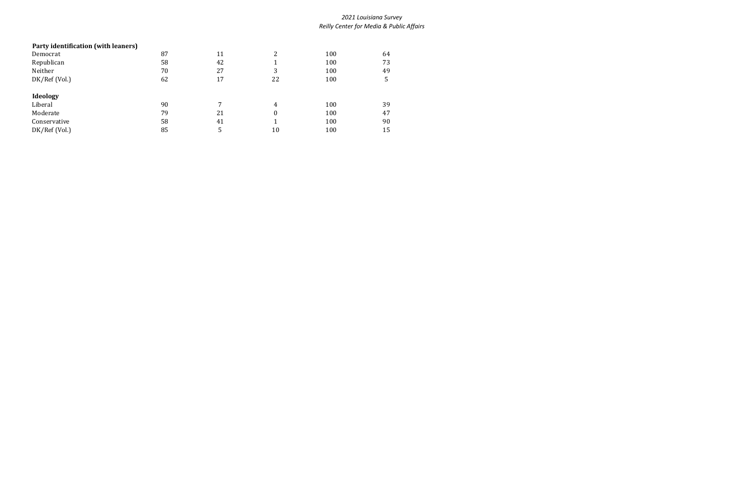| | | | | | |
|---|---|---|---|---|---|
| **Party identification (with leaners)** | | | | | |
| Democrat | 87 | 11 | 2 | 100 | 64 |
| Republican | 58 | 42 | 1 | 100 | 73 |
| Neither | 70 | 27 | 3 | 100 | 49 |
| DK/Ref (Vol.) | 62 | 17 | 22 | 100 | 5 |
| **Ideology** | | | | | |
| Liberal | 90 | 7 | 4 | 100 | 39 |
| Moderate | 79 | 21 | 0 | 100 | 47 |
| Conservative | 58 | 41 | 1 | 100 | 90 |
| DK/Ref (Vol.) | 85 | 5 | 10 | 100 | 15 |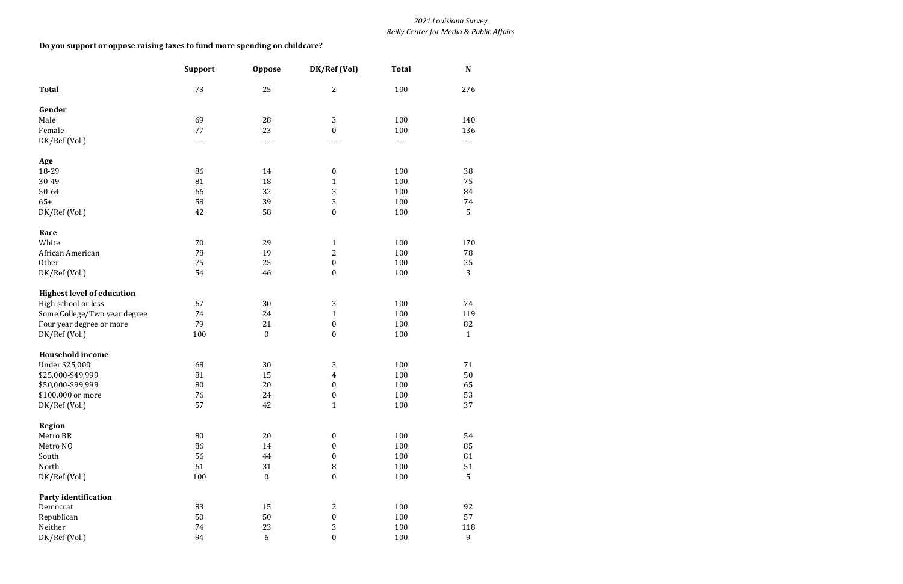**Do you support or oppose raising taxes to fund more spending on childcare?**

| | Support | Oppose | DK/Ref (Vol) | Total | N |
|---|---|---|---|---|---|
| **Total** | 73 | 25 | 2 | 100 | 276 |
| **Gender** | | | | | |
| Male | 69 | 28 | 3 | 100 | 140 |
| Female | 77 | 23 | 0 | 100 | 136 |
| DK/Ref (Vol.) | --- | --- | --- | --- | --- |
| **Age** | | | | | |
| 18-29 | 86 | 14 | 0 | 100 | 38 |
| 30-49 | 81 | 18 | 1 | 100 | 75 |
| 50-64 | 66 | 32 | 3 | 100 | 84 |
| 65+ | 58 | 39 | 3 | 100 | 74 |
| DK/Ref (Vol.) | 42 | 58 | 0 | 100 | 5 |
| **Race** | | | | | |
| White | 70 | 29 | 1 | 100 | 170 |
| African American | 78 | 19 | 2 | 100 | 78 |
| Other | 75 | 25 | 0 | 100 | 25 |
| DK/Ref (Vol.) | 54 | 46 | 0 | 100 | 3 |
| **Highest level of education** | | | | | |
| High school or less | 67 | 30 | 3 | 100 | 74 |
| Some College/Two year degree | 74 | 24 | 1 | 100 | 119 |
| Four year degree or more | 79 | 21 | 0 | 100 | 82 |
| DK/Ref (Vol.) | 100 | 0 | 0 | 100 | 1 |
| **Household income** | | | | | |
| Under $25,000 | 68 | 30 | 3 | 100 | 71 |
| $25,000-$49,999 | 81 | 15 | 4 | 100 | 50 |
| $50,000-$99,999 | 80 | 20 | 0 | 100 | 65 |
| $100,000 or more | 76 | 24 | 0 | 100 | 53 |
| DK/Ref (Vol.) | 57 | 42 | 1 | 100 | 37 |
| **Region** | | | | | |
| Metro BR | 80 | 20 | 0 | 100 | 54 |
| Metro NO | 86 | 14 | 0 | 100 | 85 |
| South | 56 | 44 | 0 | 100 | 81 |
| North | 61 | 31 | 8 | 100 | 51 |
| DK/Ref (Vol.) | 100 | 0 | 0 | 100 | 5 |
| **Party identification** | | | | | |
| Democrat | 83 | 15 | 2 | 100 | 92 |
| Republican | 50 | 50 | 0 | 100 | 57 |
| Neither | 74 | 23 | 3 | 100 | 118 |
| DK/Ref (Vol.) | 94 | 6 | 0 | 100 | 9 |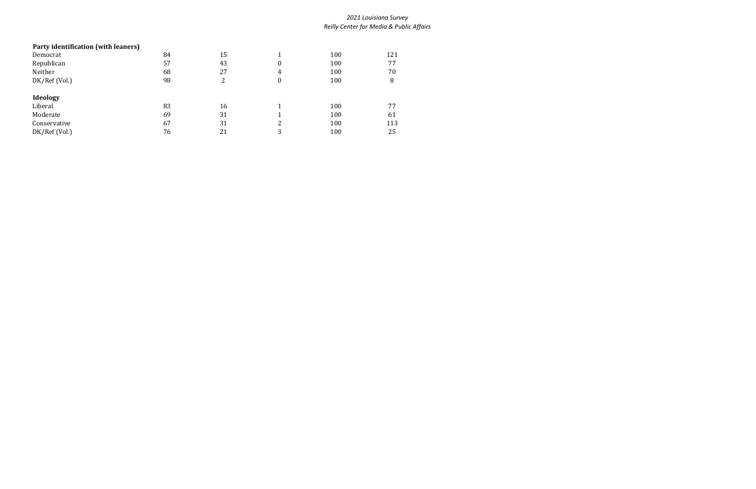| | | | | | |
|---|---|---|---|---|---|
| **Party identification (with leaners)** | | | | | |
| Democrat | 84 | 15 | 1 | 100 | 121 |
| Republican | 57 | 43 | 0 | 100 | 77 |
| Neither | 68 | 27 | 4 | 100 | 70 |
| DK/Ref (Vol.) | 98 | 2 | 0 | 100 | 8 |
| | | | | | |
| **Ideology** | | | | | |
| Liberal | 83 | 16 | 1 | 100 | 77 |
| Moderate | 69 | 31 | 1 | 100 | 61 |
| Conservative | 67 | 31 | 2 | 100 | 113 |
| DK/Ref (Vol.) | 76 | 21 | 3 | 100 | 25 |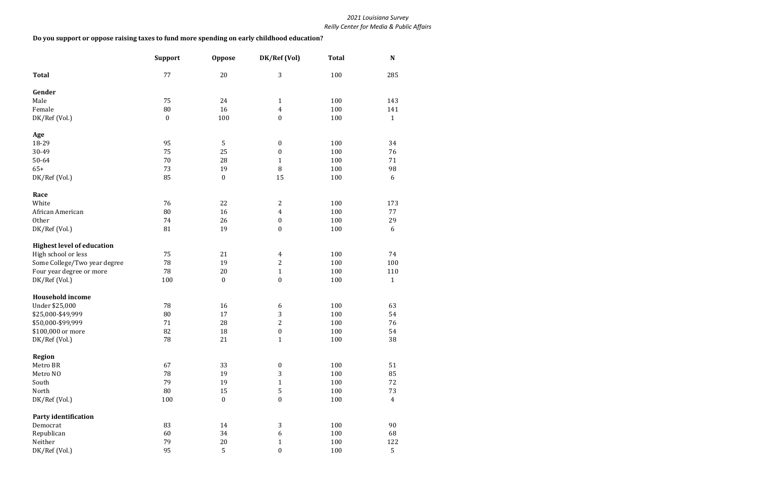**Do you support or oppose raising taxes to fund more spending on early childhood education?**

| | Support | Oppose | DK/Ref (Vol) | Total | N |
|---|---|---|---|---|---|
| **Total** | 77 | 20 | 3 | 100 | 285 |
| **Gender** | | | | | |
| Male | 75 | 24 | 1 | 100 | 143 |
| Female | 80 | 16 | 4 | 100 | 141 |
| DK/Ref (Vol.) | 0 | 100 | 0 | 100 | 1 |
| **Age** | | | | | |
| 18-29 | 95 | 5 | 0 | 100 | 34 |
| 30-49 | 75 | 25 | 0 | 100 | 76 |
| 50-64 | 70 | 28 | 1 | 100 | 71 |
| 65+ | 73 | 19 | 8 | 100 | 98 |
| DK/Ref (Vol.) | 85 | 0 | 15 | 100 | 6 |
| **Race** | | | | | |
| White | 76 | 22 | 2 | 100 | 173 |
| African American | 80 | 16 | 4 | 100 | 77 |
| Other | 74 | 26 | 0 | 100 | 29 |
| DK/Ref (Vol.) | 81 | 19 | 0 | 100 | 6 |
| **Highest level of education** | | | | | |
| High school or less | 75 | 21 | 4 | 100 | 74 |
| Some College/Two year degree | 78 | 19 | 2 | 100 | 100 |
| Four year degree or more | 78 | 20 | 1 | 100 | 110 |
| DK/Ref (Vol.) | 100 | 0 | 0 | 100 | 1 |
| **Household income** | | | | | |
| Under $25,000 | 78 | 16 | 6 | 100 | 63 |
| $25,000-$49,999 | 80 | 17 | 3 | 100 | 54 |
| $50,000-$99,999 | 71 | 28 | 2 | 100 | 76 |
| $100,000 or more | 82 | 18 | 0 | 100 | 54 |
| DK/Ref (Vol.) | 78 | 21 | 1 | 100 | 38 |
| **Region** | | | | | |
| Metro BR | 67 | 33 | 0 | 100 | 51 |
| Metro NO | 78 | 19 | 3 | 100 | 85 |
| South | 79 | 19 | 1 | 100 | 72 |
| North | 80 | 15 | 5 | 100 | 73 |
| DK/Ref (Vol.) | 100 | 0 | 0 | 100 | 4 |
| **Party identification** | | | | | |
| Democrat | 83 | 14 | 3 | 100 | 90 |
| Republican | 60 | 34 | 6 | 100 | 68 |
| Neither | 79 | 20 | 1 | 100 | 122 |
| DK/Ref (Vol.) | 95 | 5 | 0 | 100 | 5 |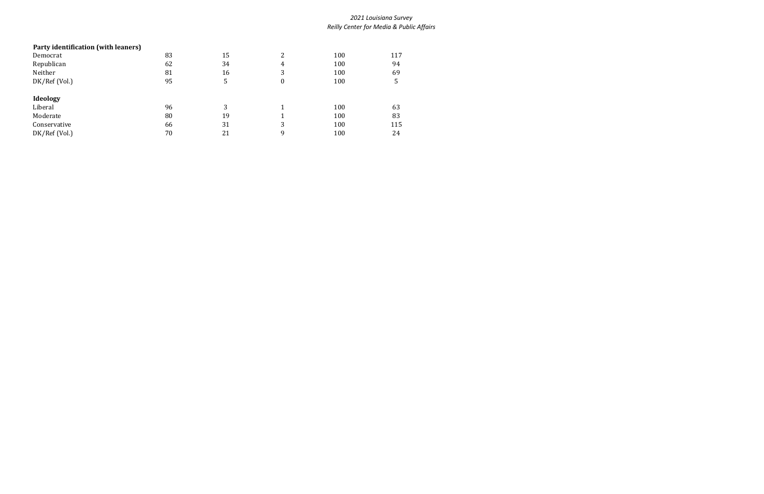| | | | | | |
|---|---|---|---|---|---|
| **Party identification (with leaners)** | | | | | |
| Democrat | 83 | 15 | 2 | 100 | 117 |
| Republican | 62 | 34 | 4 | 100 | 94 |
| Neither | 81 | 16 | 3 | 100 | 69 |
| DK/Ref (Vol.) | 95 | 5 | 0 | 100 | 5 |
| | | | | | |
| **Ideology** | | | | | |
| Liberal | 96 | 3 | 1 | 100 | 63 |
| Moderate | 80 | 19 | 1 | 100 | 83 |
| Conservative | 66 | 31 | 3 | 100 | 115 |
| DK/Ref (Vol.) | 70 | 21 | 9 | 100 | 24 |